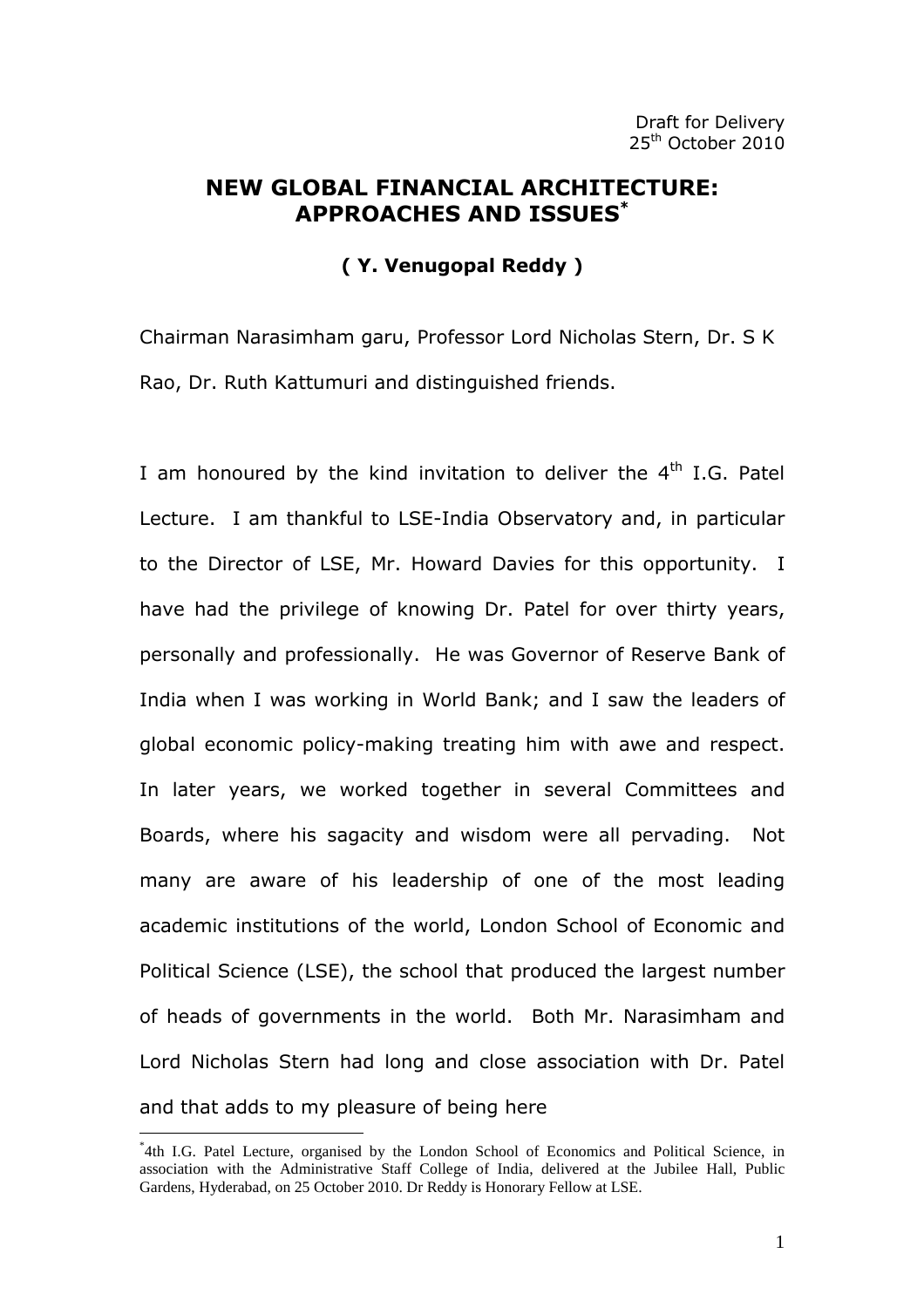Draft for Delivery
25th October 2010

# NEW GLOBAL FINANCIAL ARCHITECTURE: APPROACHES AND ISSUES*

**( Y. Venugopal Reddy )**

Chairman Narasimham garu, Professor Lord Nicholas Stern, Dr. S K Rao, Dr. Ruth Kattumuri and distinguished friends.

I am honoured by the kind invitation to deliver the 4th I.G. Patel Lecture. I am thankful to LSE-India Observatory and, in particular to the Director of LSE, Mr. Howard Davies for this opportunity. I have had the privilege of knowing Dr. Patel for over thirty years, personally and professionally. He was Governor of Reserve Bank of India when I was working in World Bank; and I saw the leaders of global economic policy-making treating him with awe and respect. In later years, we worked together in several Committees and Boards, where his sagacity and wisdom were all pervading. Not many are aware of his leadership of one of the most leading academic institutions of the world, London School of Economic and Political Science (LSE), the school that produced the largest number of heads of governments in the world. Both Mr. Narasimham and Lord Nicholas Stern had long and close association with Dr. Patel and that adds to my pleasure of being here

*4th I.G. Patel Lecture, organised by the London School of Economics and Political Science, in association with the Administrative Staff College of India, delivered at the Jubilee Hall, Public Gardens, Hyderabad, on 25 October 2010. Dr Reddy is Honorary Fellow at LSE.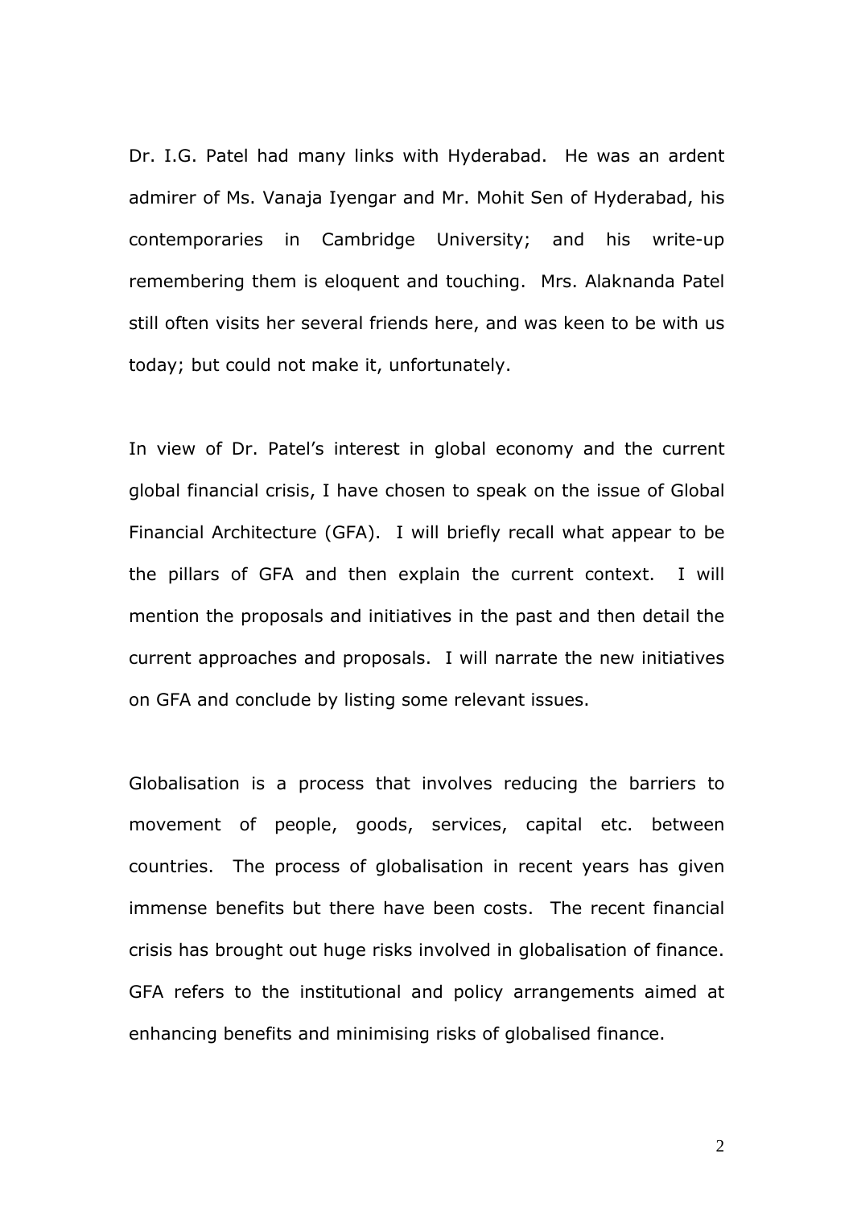Dr. I.G. Patel had many links with Hyderabad. He was an ardent admirer of Ms. Vanaja Iyengar and Mr. Mohit Sen of Hyderabad, his contemporaries in Cambridge University; and his write-up remembering them is eloquent and touching. Mrs. Alaknanda Patel still often visits her several friends here, and was keen to be with us today; but could not make it, unfortunately.

In view of Dr. Patel's interest in global economy and the current global financial crisis, I have chosen to speak on the issue of Global Financial Architecture (GFA). I will briefly recall what appear to be the pillars of GFA and then explain the current context. I will mention the proposals and initiatives in the past and then detail the current approaches and proposals. I will narrate the new initiatives on GFA and conclude by listing some relevant issues.

Globalisation is a process that involves reducing the barriers to movement of people, goods, services, capital etc. between countries. The process of globalisation in recent years has given immense benefits but there have been costs. The recent financial crisis has brought out huge risks involved in globalisation of finance. GFA refers to the institutional and policy arrangements aimed at enhancing benefits and minimising risks of globalised finance.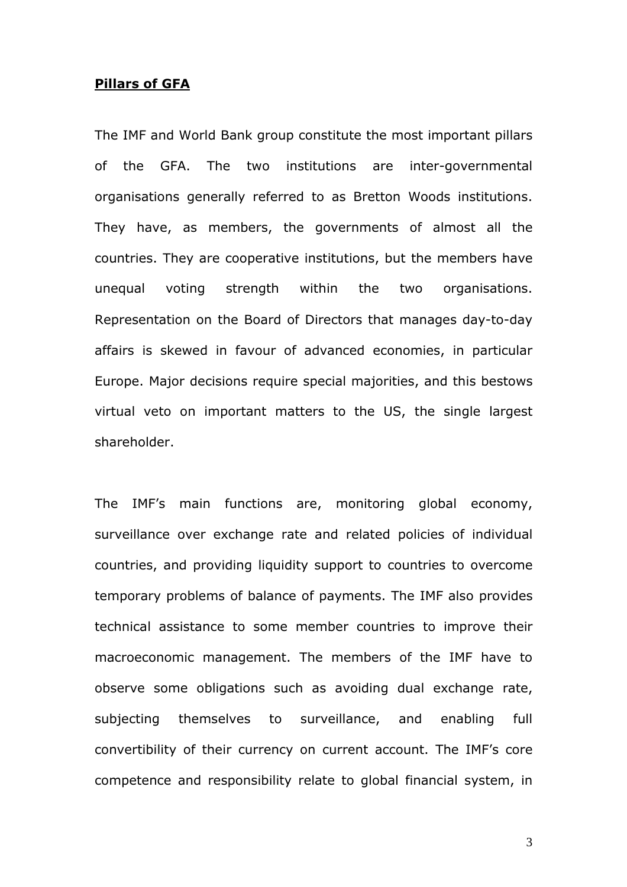**Pillars of GFA**

The IMF and World Bank group constitute the most important pillars of the GFA. The two institutions are inter-governmental organisations generally referred to as Bretton Woods institutions. They have, as members, the governments of almost all the countries. They are cooperative institutions, but the members have unequal voting strength within the two organisations. Representation on the Board of Directors that manages day-to-day affairs is skewed in favour of advanced economies, in particular Europe. Major decisions require special majorities, and this bestows virtual veto on important matters to the US, the single largest shareholder.

The IMF's main functions are, monitoring global economy, surveillance over exchange rate and related policies of individual countries, and providing liquidity support to countries to overcome temporary problems of balance of payments. The IMF also provides technical assistance to some member countries to improve their macroeconomic management. The members of the IMF have to observe some obligations such as avoiding dual exchange rate, subjecting themselves to surveillance, and enabling full convertibility of their currency on current account. The IMF's core competence and responsibility relate to global financial system, in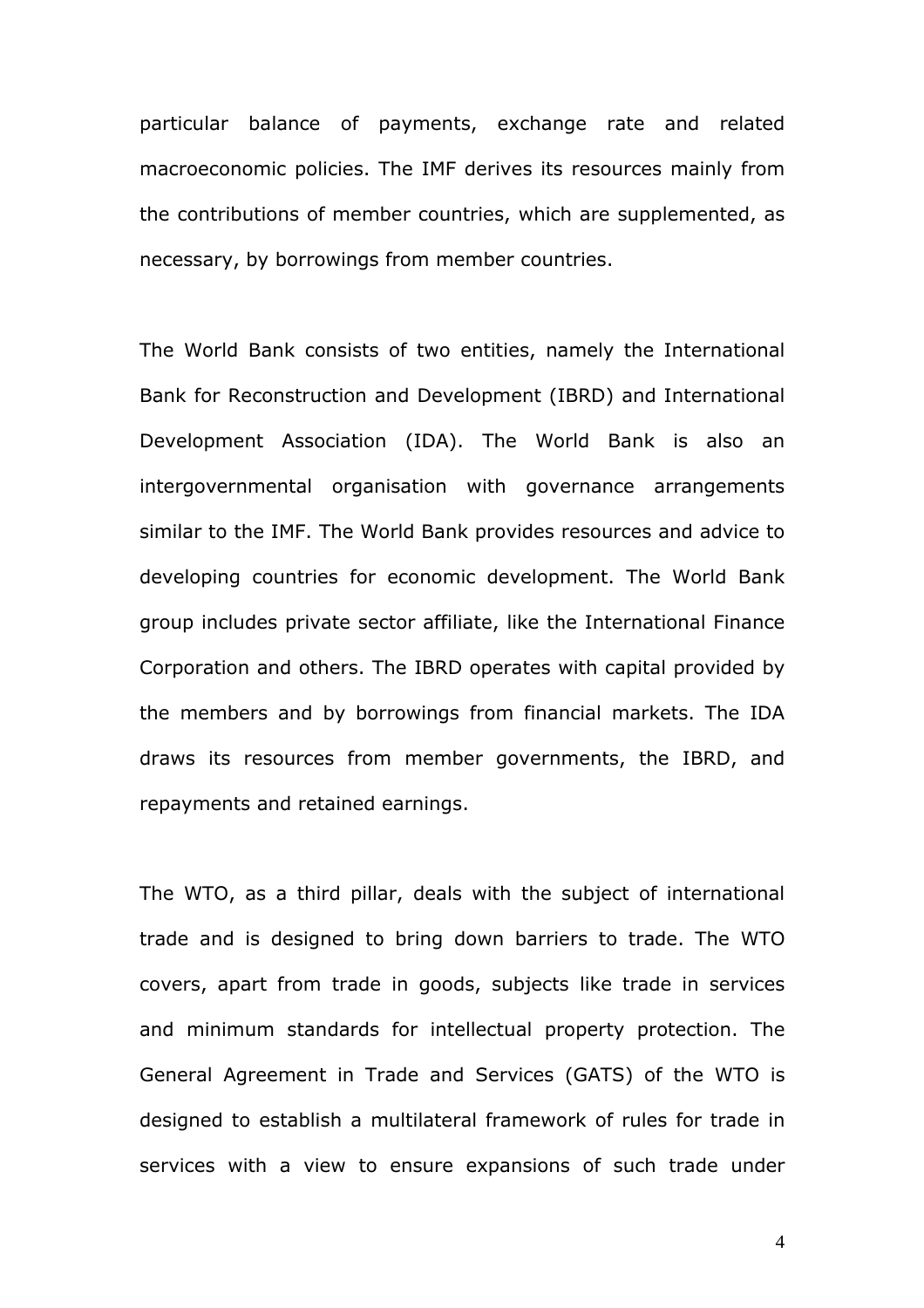particular balance of payments, exchange rate and related macroeconomic policies. The IMF derives its resources mainly from the contributions of member countries, which are supplemented, as necessary, by borrowings from member countries.

The World Bank consists of two entities, namely the International Bank for Reconstruction and Development (IBRD) and International Development Association (IDA). The World Bank is also an intergovernmental organisation with governance arrangements similar to the IMF. The World Bank provides resources and advice to developing countries for economic development. The World Bank group includes private sector affiliate, like the International Finance Corporation and others. The IBRD operates with capital provided by the members and by borrowings from financial markets. The IDA draws its resources from member governments, the IBRD, and repayments and retained earnings.

The WTO, as a third pillar, deals with the subject of international trade and is designed to bring down barriers to trade. The WTO covers, apart from trade in goods, subjects like trade in services and minimum standards for intellectual property protection. The General Agreement in Trade and Services (GATS) of the WTO is designed to establish a multilateral framework of rules for trade in services with a view to ensure expansions of such trade under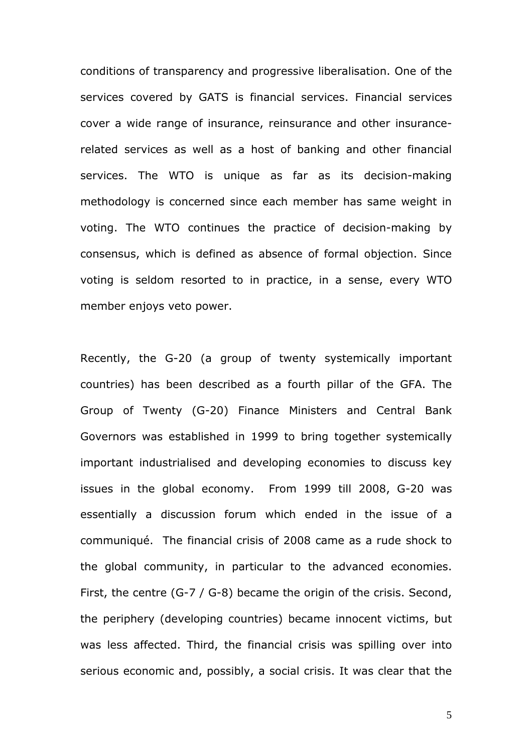conditions of transparency and progressive liberalisation. One of the services covered by GATS is financial services. Financial services cover a wide range of insurance, reinsurance and other insurance-related services as well as a host of banking and other financial services. The WTO is unique as far as its decision-making methodology is concerned since each member has same weight in voting. The WTO continues the practice of decision-making by consensus, which is defined as absence of formal objection. Since voting is seldom resorted to in practice, in a sense, every WTO member enjoys veto power.

Recently, the G-20 (a group of twenty systemically important countries) has been described as a fourth pillar of the GFA. The Group of Twenty (G-20) Finance Ministers and Central Bank Governors was established in 1999 to bring together systemically important industrialised and developing economies to discuss key issues in the global economy. From 1999 till 2008, G-20 was essentially a discussion forum which ended in the issue of a communiqué. The financial crisis of 2008 came as a rude shock to the global community, in particular to the advanced economies. First, the centre (G-7 / G-8) became the origin of the crisis. Second, the periphery (developing countries) became innocent victims, but was less affected. Third, the financial crisis was spilling over into serious economic and, possibly, a social crisis. It was clear that the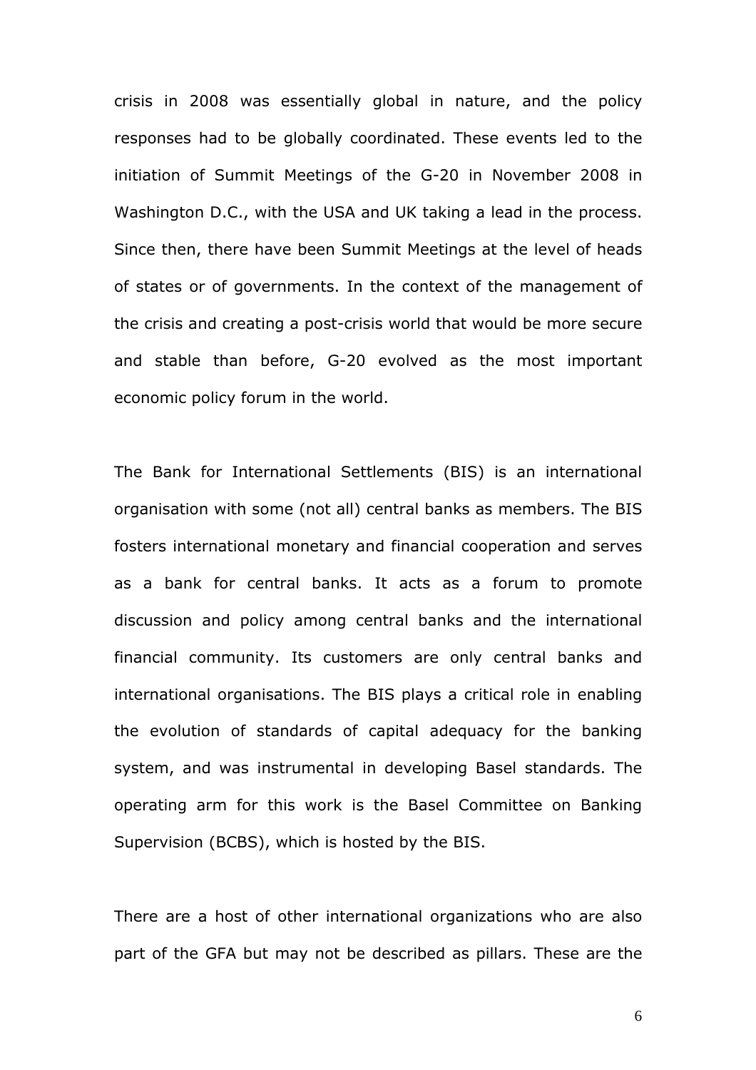crisis in 2008 was essentially global in nature, and the policy responses had to be globally coordinated. These events led to the initiation of Summit Meetings of the G-20 in November 2008 in Washington D.C., with the USA and UK taking a lead in the process. Since then, there have been Summit Meetings at the level of heads of states or of governments. In the context of the management of the crisis and creating a post-crisis world that would be more secure and stable than before, G-20 evolved as the most important economic policy forum in the world.

The Bank for International Settlements (BIS) is an international organisation with some (not all) central banks as members. The BIS fosters international monetary and financial cooperation and serves as a bank for central banks. It acts as a forum to promote discussion and policy among central banks and the international financial community. Its customers are only central banks and international organisations. The BIS plays a critical role in enabling the evolution of standards of capital adequacy for the banking system, and was instrumental in developing Basel standards. The operating arm for this work is the Basel Committee on Banking Supervision (BCBS), which is hosted by the BIS.

There are a host of other international organizations who are also part of the GFA but may not be described as pillars. These are the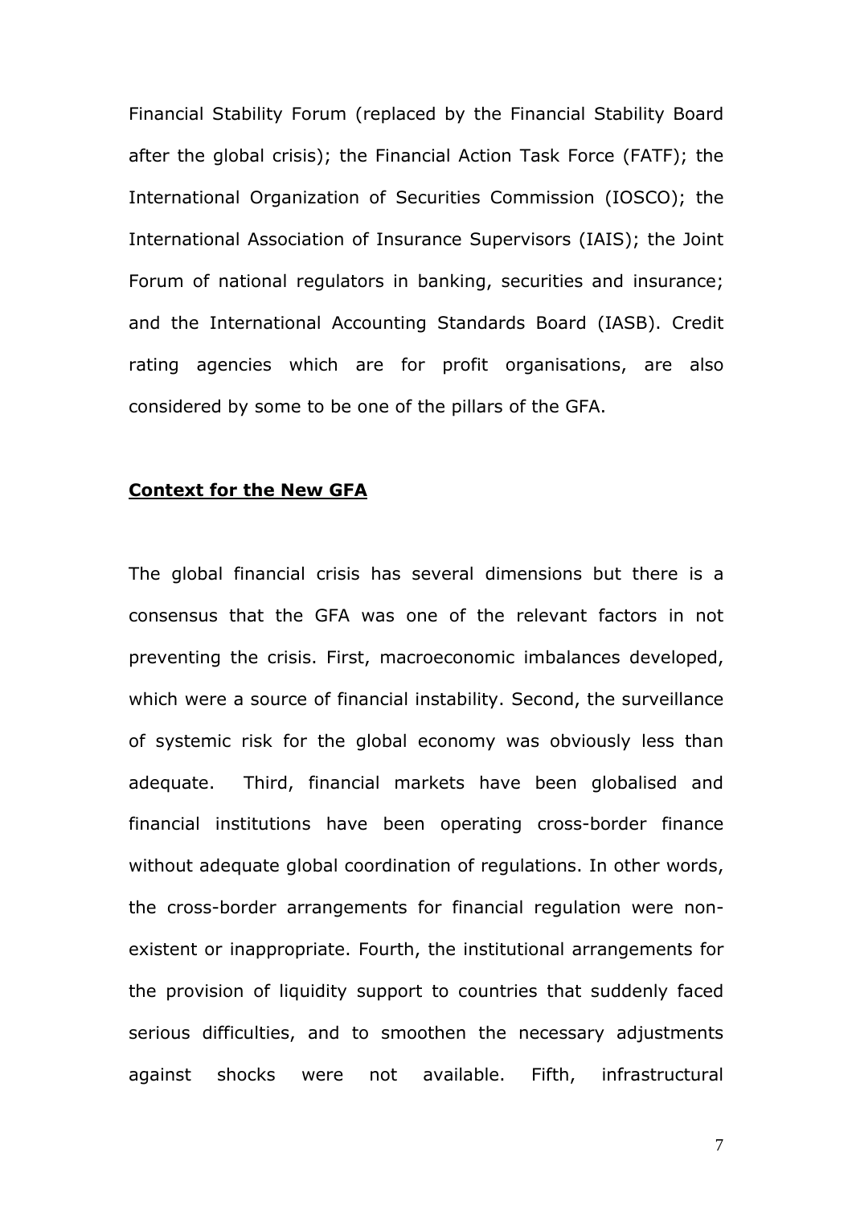Financial Stability Forum (replaced by the Financial Stability Board after the global crisis); the Financial Action Task Force (FATF); the International Organization of Securities Commission (IOSCO); the International Association of Insurance Supervisors (IAIS); the Joint Forum of national regulators in banking, securities and insurance; and the International Accounting Standards Board (IASB). Credit rating agencies which are for profit organisations, are also considered by some to be one of the pillars of the GFA.

**Context for the New GFA**

The global financial crisis has several dimensions but there is a consensus that the GFA was one of the relevant factors in not preventing the crisis. First, macroeconomic imbalances developed, which were a source of financial instability. Second, the surveillance of systemic risk for the global economy was obviously less than adequate. Third, financial markets have been globalised and financial institutions have been operating cross-border finance without adequate global coordination of regulations. In other words, the cross-border arrangements for financial regulation were non-existent or inappropriate. Fourth, the institutional arrangements for the provision of liquidity support to countries that suddenly faced serious difficulties, and to smoothen the necessary adjustments against shocks were not available. Fifth, infrastructural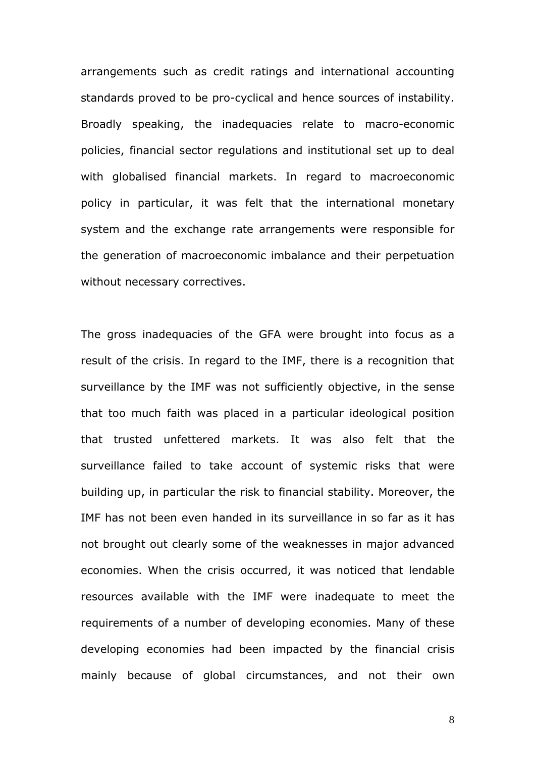arrangements such as credit ratings and international accounting standards proved to be pro-cyclical and hence sources of instability. Broadly speaking, the inadequacies relate to macro-economic policies, financial sector regulations and institutional set up to deal with globalised financial markets. In regard to macroeconomic policy in particular, it was felt that the international monetary system and the exchange rate arrangements were responsible for the generation of macroeconomic imbalance and their perpetuation without necessary correctives.

The gross inadequacies of the GFA were brought into focus as a result of the crisis. In regard to the IMF, there is a recognition that surveillance by the IMF was not sufficiently objective, in the sense that too much faith was placed in a particular ideological position that trusted unfettered markets. It was also felt that the surveillance failed to take account of systemic risks that were building up, in particular the risk to financial stability. Moreover, the IMF has not been even handed in its surveillance in so far as it has not brought out clearly some of the weaknesses in major advanced economies. When the crisis occurred, it was noticed that lendable resources available with the IMF were inadequate to meet the requirements of a number of developing economies. Many of these developing economies had been impacted by the financial crisis mainly because of global circumstances, and not their own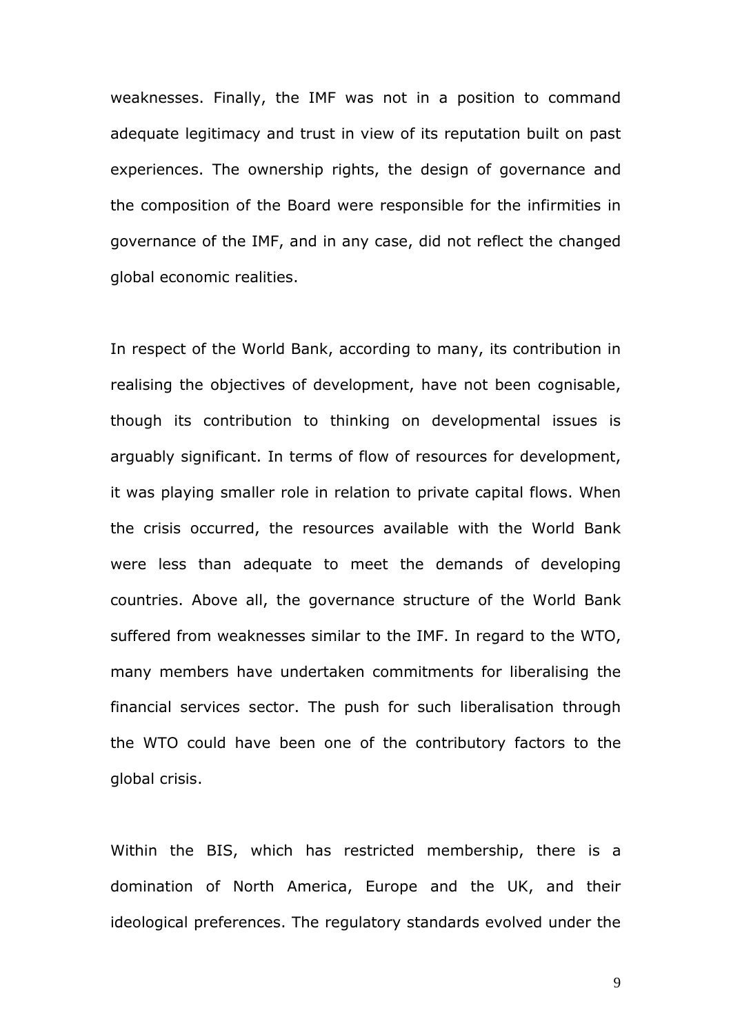weaknesses. Finally, the IMF was not in a position to command adequate legitimacy and trust in view of its reputation built on past experiences. The ownership rights, the design of governance and the composition of the Board were responsible for the infirmities in governance of the IMF, and in any case, did not reflect the changed global economic realities.

In respect of the World Bank, according to many, its contribution in realising the objectives of development, have not been cognisable, though its contribution to thinking on developmental issues is arguably significant. In terms of flow of resources for development, it was playing smaller role in relation to private capital flows. When the crisis occurred, the resources available with the World Bank were less than adequate to meet the demands of developing countries. Above all, the governance structure of the World Bank suffered from weaknesses similar to the IMF. In regard to the WTO, many members have undertaken commitments for liberalising the financial services sector. The push for such liberalisation through the WTO could have been one of the contributory factors to the global crisis.

Within the BIS, which has restricted membership, there is a domination of North America, Europe and the UK, and their ideological preferences. The regulatory standards evolved under the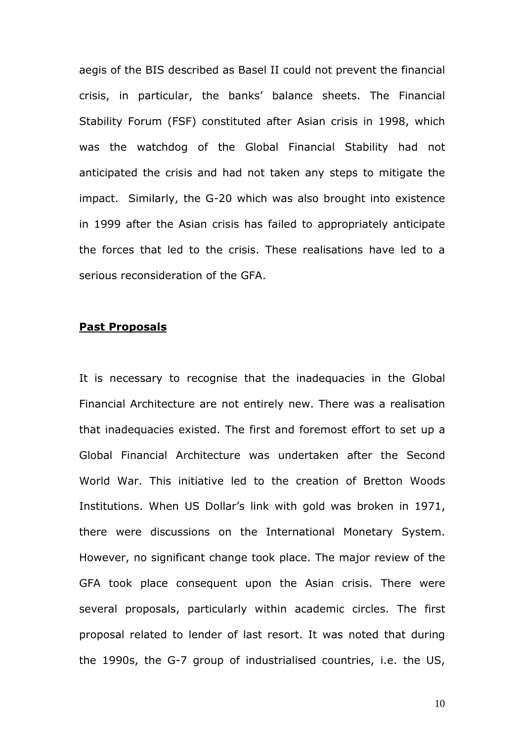aegis of the BIS described as Basel II could not prevent the financial crisis, in particular, the banks' balance sheets. The Financial Stability Forum (FSF) constituted after Asian crisis in 1998, which was the watchdog of the Global Financial Stability had not anticipated the crisis and had not taken any steps to mitigate the impact. Similarly, the G-20 which was also brought into existence in 1999 after the Asian crisis has failed to appropriately anticipate the forces that led to the crisis. These realisations have led to a serious reconsideration of the GFA.

## **Past Proposals**

It is necessary to recognise that the inadequacies in the Global Financial Architecture are not entirely new. There was a realisation that inadequacies existed. The first and foremost effort to set up a Global Financial Architecture was undertaken after the Second World War. This initiative led to the creation of Bretton Woods Institutions. When US Dollar's link with gold was broken in 1971, there were discussions on the International Monetary System. However, no significant change took place. The major review of the GFA took place consequent upon the Asian crisis. There were several proposals, particularly within academic circles. The first proposal related to lender of last resort. It was noted that during the 1990s, the G-7 group of industrialised countries, i.e. the US,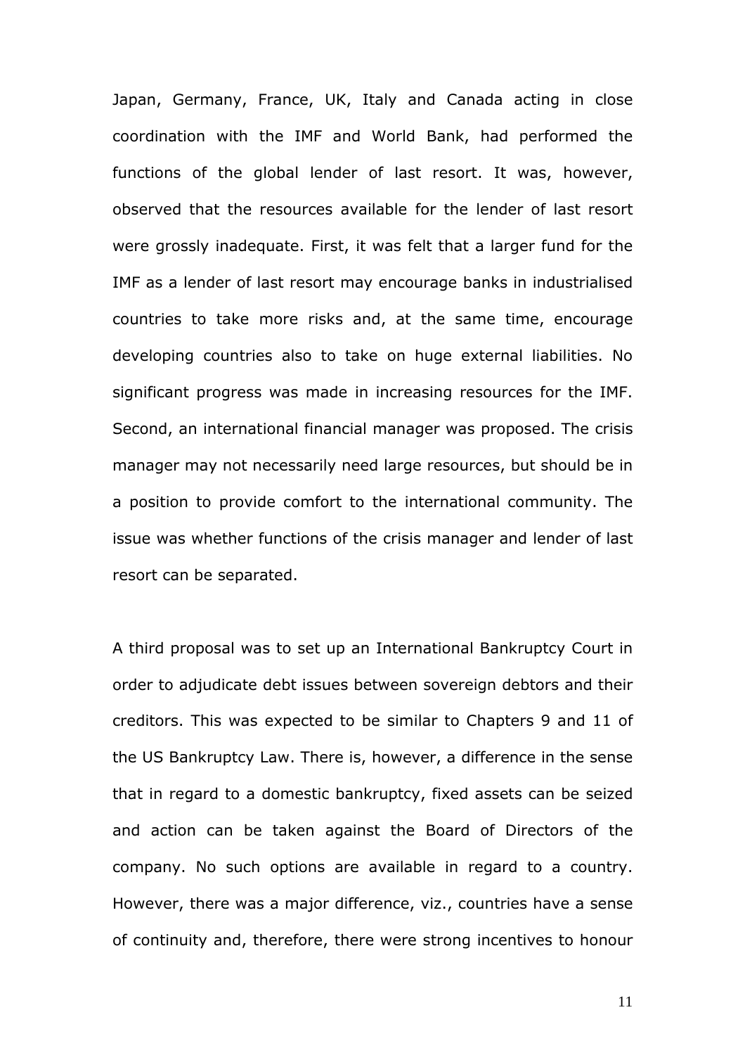Japan, Germany, France, UK, Italy and Canada acting in close coordination with the IMF and World Bank, had performed the functions of the global lender of last resort. It was, however, observed that the resources available for the lender of last resort were grossly inadequate. First, it was felt that a larger fund for the IMF as a lender of last resort may encourage banks in industrialised countries to take more risks and, at the same time, encourage developing countries also to take on huge external liabilities. No significant progress was made in increasing resources for the IMF. Second, an international financial manager was proposed. The crisis manager may not necessarily need large resources, but should be in a position to provide comfort to the international community. The issue was whether functions of the crisis manager and lender of last resort can be separated.

A third proposal was to set up an International Bankruptcy Court in order to adjudicate debt issues between sovereign debtors and their creditors. This was expected to be similar to Chapters 9 and 11 of the US Bankruptcy Law. There is, however, a difference in the sense that in regard to a domestic bankruptcy, fixed assets can be seized and action can be taken against the Board of Directors of the company. No such options are available in regard to a country. However, there was a major difference, viz., countries have a sense of continuity and, therefore, there were strong incentives to honour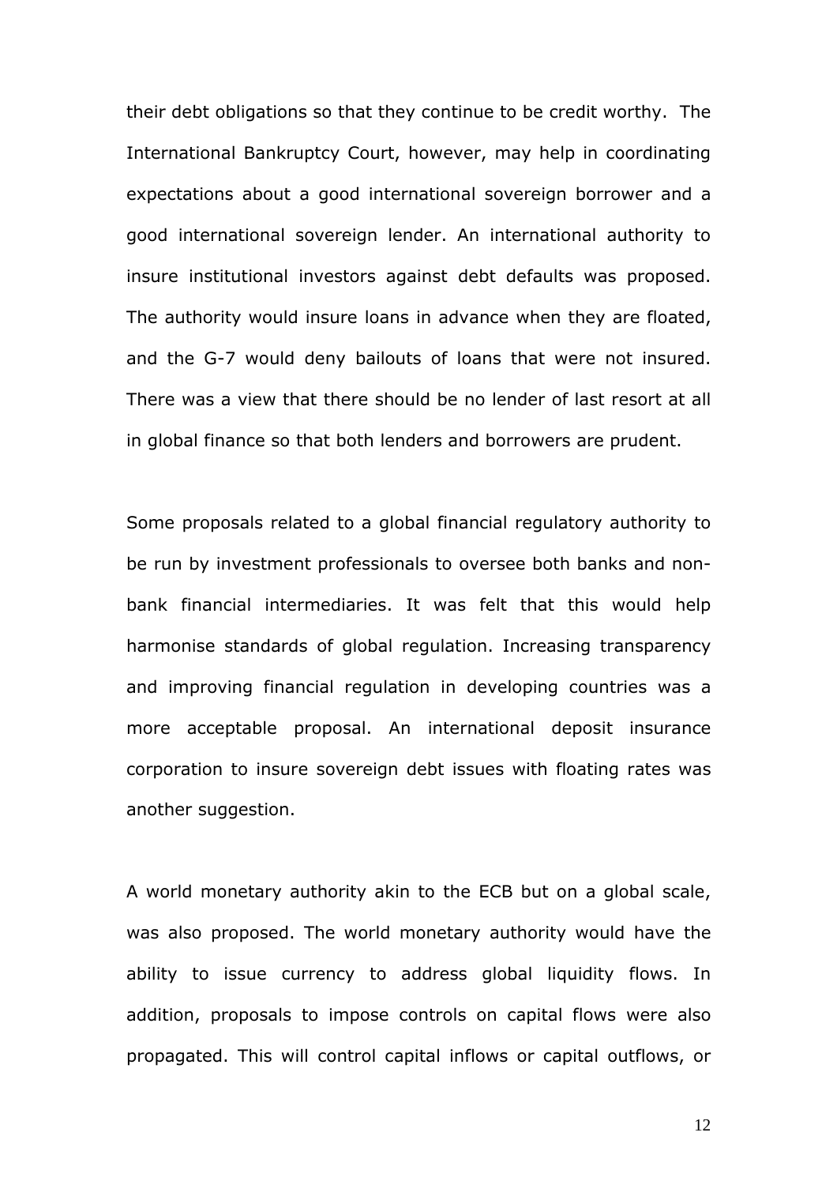their debt obligations so that they continue to be credit worthy. The International Bankruptcy Court, however, may help in coordinating expectations about a good international sovereign borrower and a good international sovereign lender. An international authority to insure institutional investors against debt defaults was proposed. The authority would insure loans in advance when they are floated, and the G-7 would deny bailouts of loans that were not insured. There was a view that there should be no lender of last resort at all in global finance so that both lenders and borrowers are prudent.

Some proposals related to a global financial regulatory authority to be run by investment professionals to oversee both banks and non-bank financial intermediaries. It was felt that this would help harmonise standards of global regulation. Increasing transparency and improving financial regulation in developing countries was a more acceptable proposal. An international deposit insurance corporation to insure sovereign debt issues with floating rates was another suggestion.

A world monetary authority akin to the ECB but on a global scale, was also proposed. The world monetary authority would have the ability to issue currency to address global liquidity flows. In addition, proposals to impose controls on capital flows were also propagated. This will control capital inflows or capital outflows, or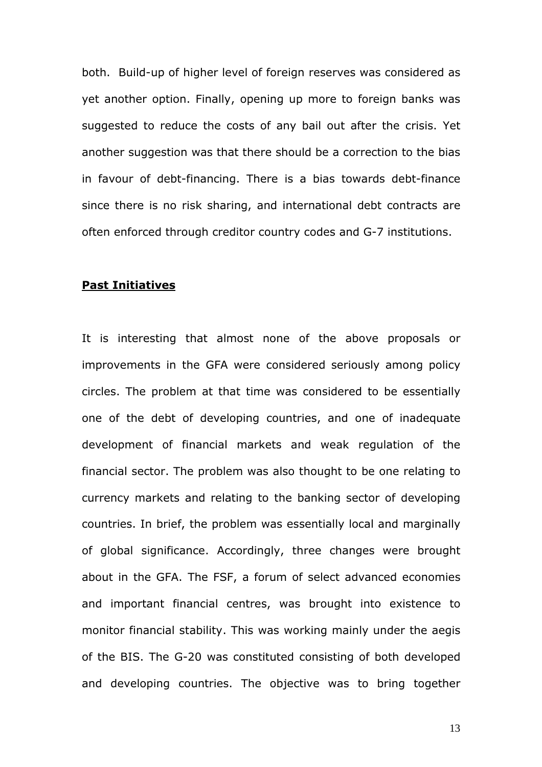both. Build-up of higher level of foreign reserves was considered as yet another option. Finally, opening up more to foreign banks was suggested to reduce the costs of any bail out after the crisis. Yet another suggestion was that there should be a correction to the bias in favour of debt-financing. There is a bias towards debt-finance since there is no risk sharing, and international debt contracts are often enforced through creditor country codes and G-7 institutions.

## **Past Initiatives**

It is interesting that almost none of the above proposals or improvements in the GFA were considered seriously among policy circles. The problem at that time was considered to be essentially one of the debt of developing countries, and one of inadequate development of financial markets and weak regulation of the financial sector. The problem was also thought to be one relating to currency markets and relating to the banking sector of developing countries. In brief, the problem was essentially local and marginally of global significance. Accordingly, three changes were brought about in the GFA. The FSF, a forum of select advanced economies and important financial centres, was brought into existence to monitor financial stability. This was working mainly under the aegis of the BIS. The G-20 was constituted consisting of both developed and developing countries. The objective was to bring together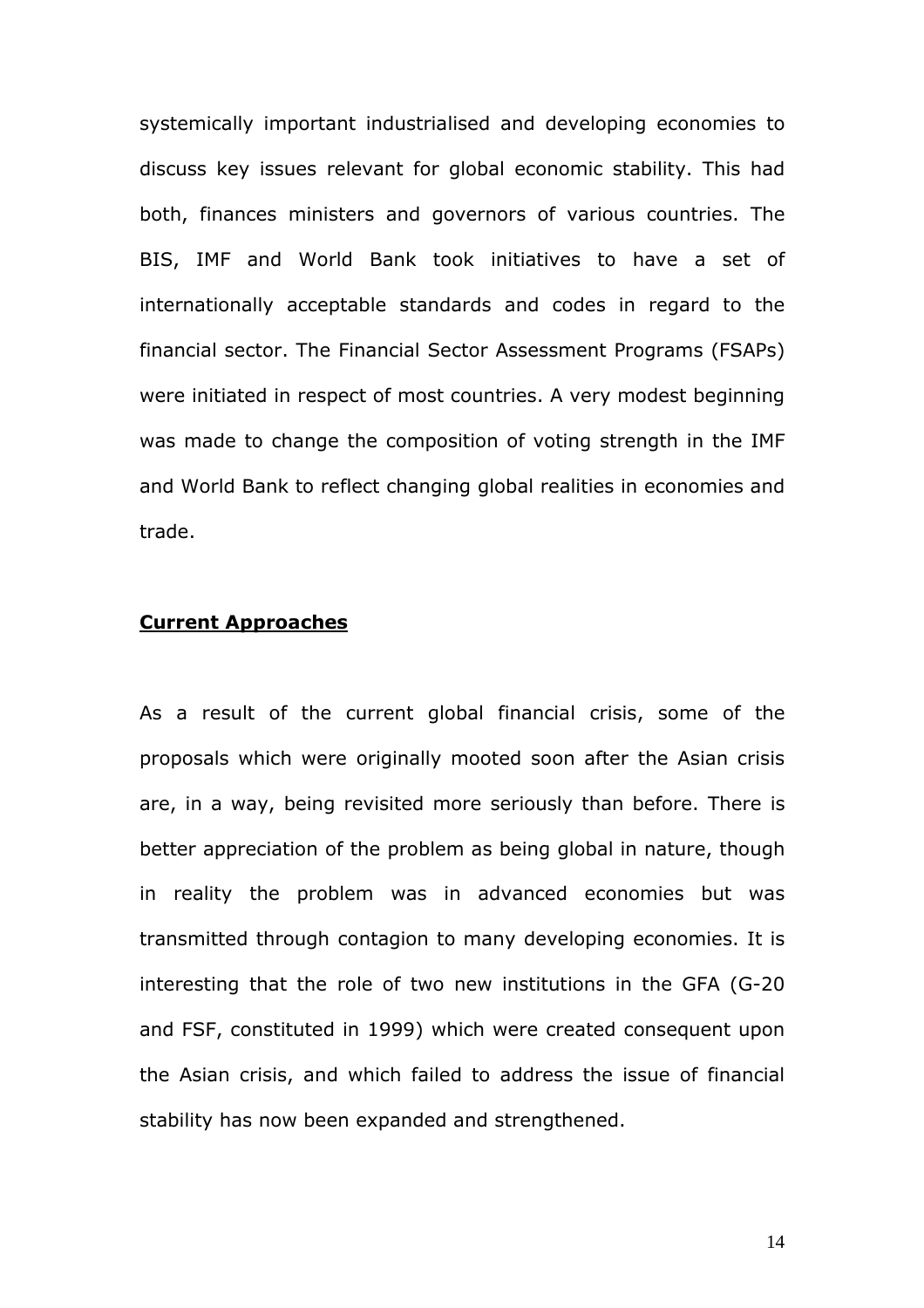systemically important industrialised and developing economies to discuss key issues relevant for global economic stability. This had both, finances ministers and governors of various countries. The BIS, IMF and World Bank took initiatives to have a set of internationally acceptable standards and codes in regard to the financial sector. The Financial Sector Assessment Programs (FSAPs) were initiated in respect of most countries. A very modest beginning was made to change the composition of voting strength in the IMF and World Bank to reflect changing global realities in economies and trade.

## **Current Approaches**

As a result of the current global financial crisis, some of the proposals which were originally mooted soon after the Asian crisis are, in a way, being revisited more seriously than before. There is better appreciation of the problem as being global in nature, though in reality the problem was in advanced economies but was transmitted through contagion to many developing economies. It is interesting that the role of two new institutions in the GFA (G-20 and FSF, constituted in 1999) which were created consequent upon the Asian crisis, and which failed to address the issue of financial stability has now been expanded and strengthened.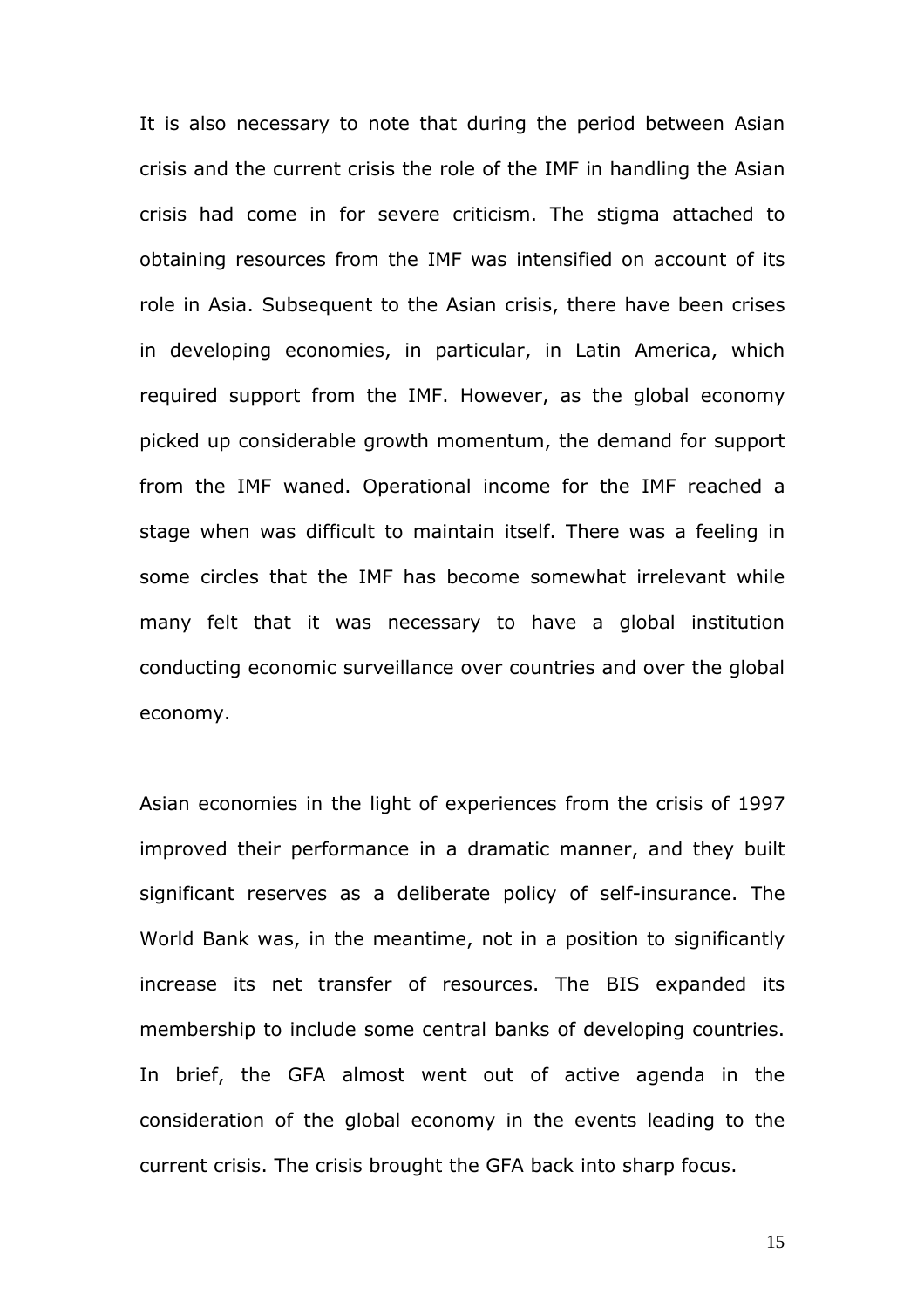It is also necessary to note that during the period between Asian crisis and the current crisis the role of the IMF in handling the Asian crisis had come in for severe criticism. The stigma attached to obtaining resources from the IMF was intensified on account of its role in Asia. Subsequent to the Asian crisis, there have been crises in developing economies, in particular, in Latin America, which required support from the IMF. However, as the global economy picked up considerable growth momentum, the demand for support from the IMF waned. Operational income for the IMF reached a stage when was difficult to maintain itself. There was a feeling in some circles that the IMF has become somewhat irrelevant while many felt that it was necessary to have a global institution conducting economic surveillance over countries and over the global economy.

Asian economies in the light of experiences from the crisis of 1997 improved their performance in a dramatic manner, and they built significant reserves as a deliberate policy of self-insurance. The World Bank was, in the meantime, not in a position to significantly increase its net transfer of resources. The BIS expanded its membership to include some central banks of developing countries. In brief, the GFA almost went out of active agenda in the consideration of the global economy in the events leading to the current crisis. The crisis brought the GFA back into sharp focus.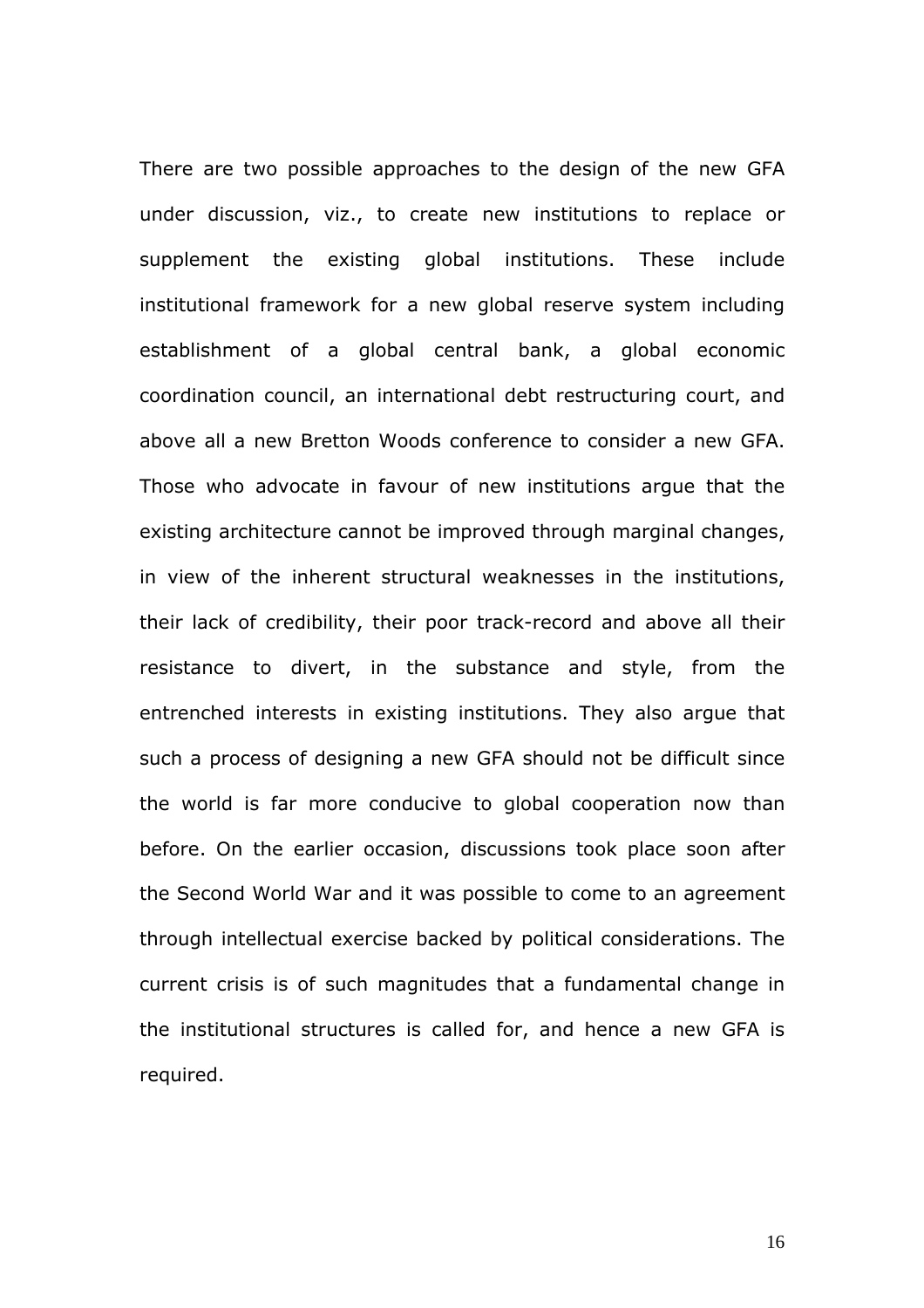There are two possible approaches to the design of the new GFA under discussion, viz., to create new institutions to replace or supplement the existing global institutions. These include institutional framework for a new global reserve system including establishment of a global central bank, a global economic coordination council, an international debt restructuring court, and above all a new Bretton Woods conference to consider a new GFA. Those who advocate in favour of new institutions argue that the existing architecture cannot be improved through marginal changes, in view of the inherent structural weaknesses in the institutions, their lack of credibility, their poor track-record and above all their resistance to divert, in the substance and style, from the entrenched interests in existing institutions. They also argue that such a process of designing a new GFA should not be difficult since the world is far more conducive to global cooperation now than before. On the earlier occasion, discussions took place soon after the Second World War and it was possible to come to an agreement through intellectual exercise backed by political considerations. The current crisis is of such magnitudes that a fundamental change in the institutional structures is called for, and hence a new GFA is required.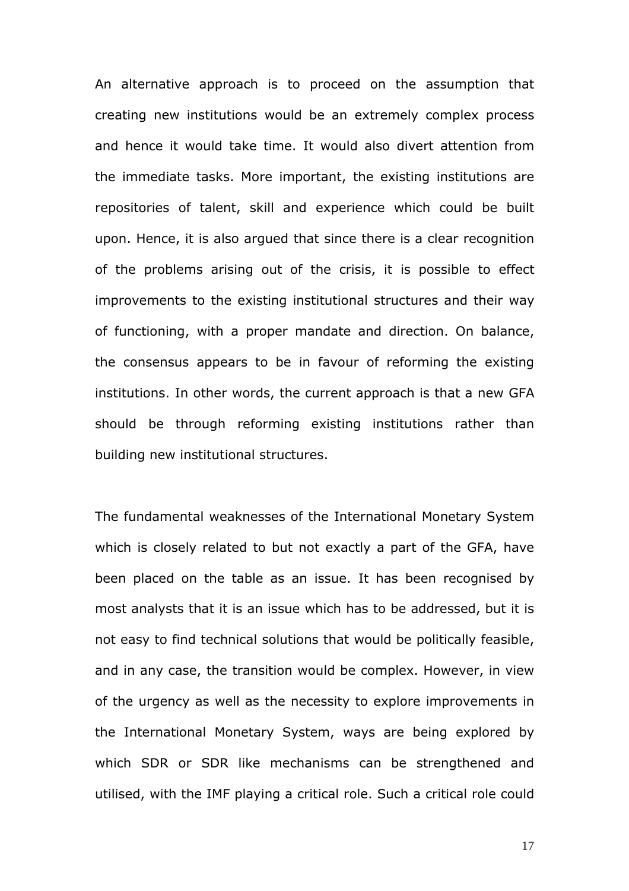An alternative approach is to proceed on the assumption that creating new institutions would be an extremely complex process and hence it would take time. It would also divert attention from the immediate tasks. More important, the existing institutions are repositories of talent, skill and experience which could be built upon. Hence, it is also argued that since there is a clear recognition of the problems arising out of the crisis, it is possible to effect improvements to the existing institutional structures and their way of functioning, with a proper mandate and direction. On balance, the consensus appears to be in favour of reforming the existing institutions. In other words, the current approach is that a new GFA should be through reforming existing institutions rather than building new institutional structures.

The fundamental weaknesses of the International Monetary System which is closely related to but not exactly a part of the GFA, have been placed on the table as an issue. It has been recognised by most analysts that it is an issue which has to be addressed, but it is not easy to find technical solutions that would be politically feasible, and in any case, the transition would be complex. However, in view of the urgency as well as the necessity to explore improvements in the International Monetary System, ways are being explored by which SDR or SDR like mechanisms can be strengthened and utilised, with the IMF playing a critical role. Such a critical role could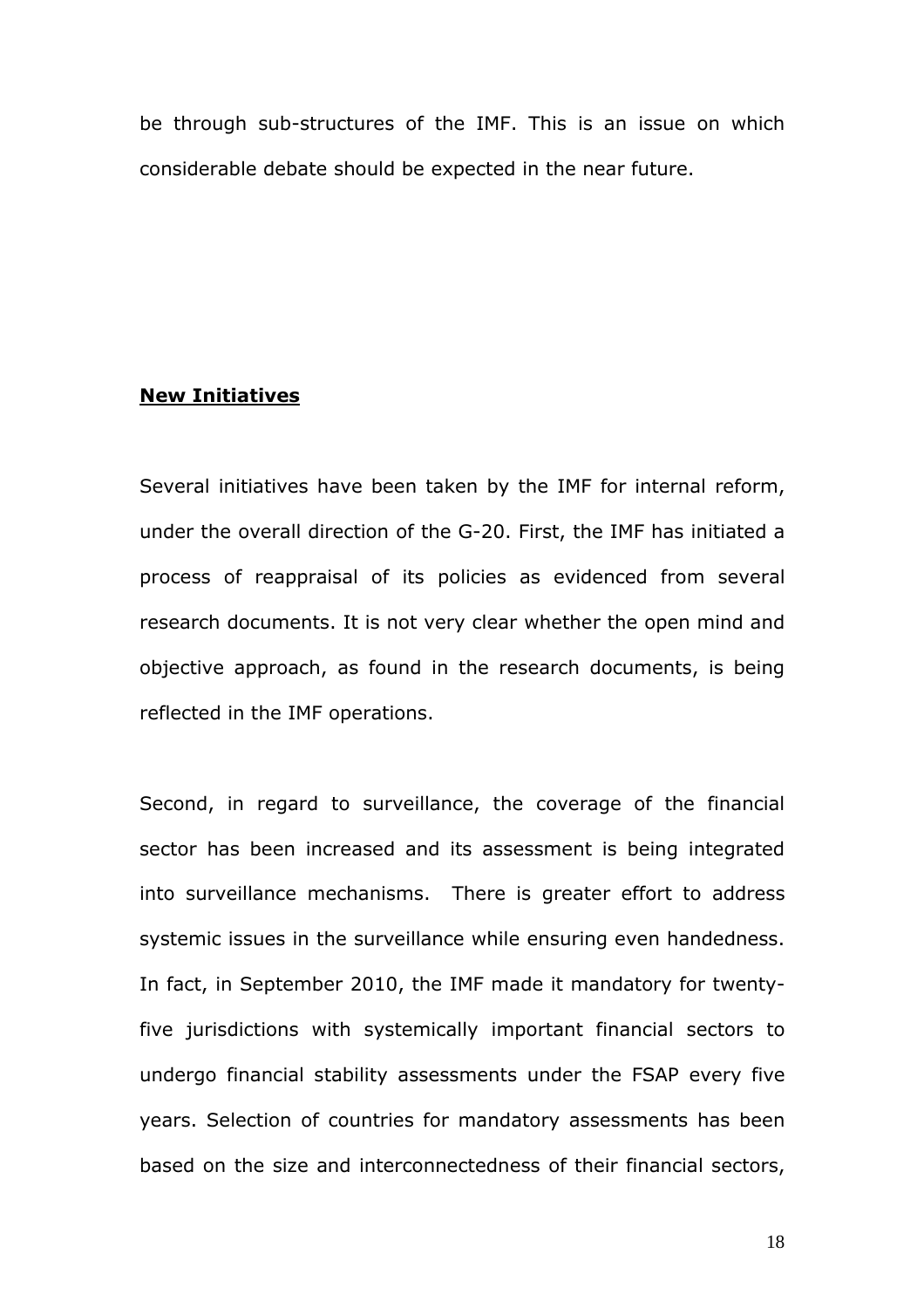be through sub-structures of the IMF. This is an issue on which considerable debate should be expected in the near future.

**New Initiatives**

Several initiatives have been taken by the IMF for internal reform, under the overall direction of the G-20. First, the IMF has initiated a process of reappraisal of its policies as evidenced from several research documents. It is not very clear whether the open mind and objective approach, as found in the research documents, is being reflected in the IMF operations.

Second, in regard to surveillance, the coverage of the financial sector has been increased and its assessment is being integrated into surveillance mechanisms. There is greater effort to address systemic issues in the surveillance while ensuring even handedness. In fact, in September 2010, the IMF made it mandatory for twenty-five jurisdictions with systemically important financial sectors to undergo financial stability assessments under the FSAP every five years. Selection of countries for mandatory assessments has been based on the size and interconnectedness of their financial sectors,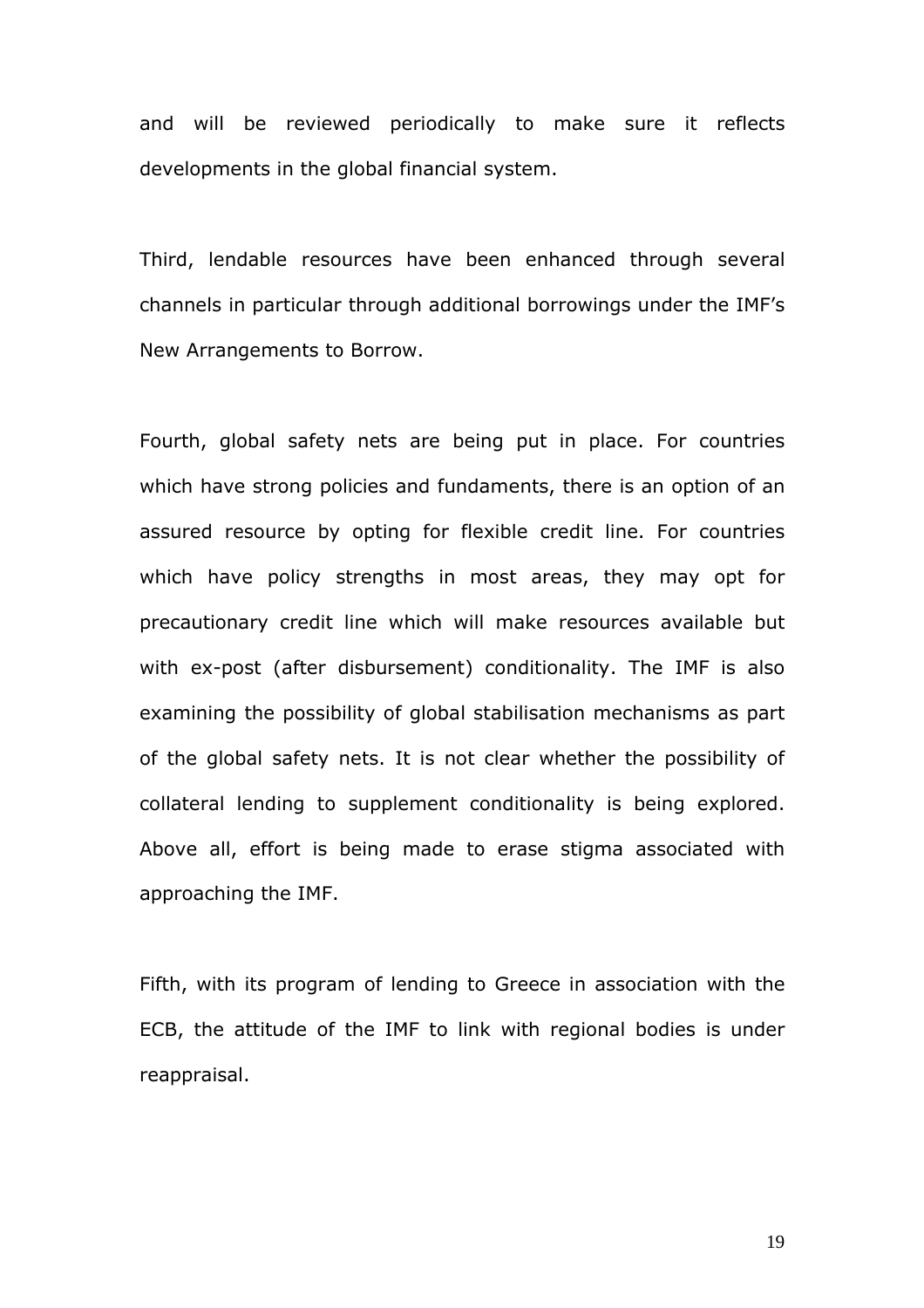and will be reviewed periodically to make sure it reflects developments in the global financial system.

Third, lendable resources have been enhanced through several channels in particular through additional borrowings under the IMF's New Arrangements to Borrow.

Fourth, global safety nets are being put in place. For countries which have strong policies and fundaments, there is an option of an assured resource by opting for flexible credit line. For countries which have policy strengths in most areas, they may opt for precautionary credit line which will make resources available but with ex-post (after disbursement) conditionality. The IMF is also examining the possibility of global stabilisation mechanisms as part of the global safety nets. It is not clear whether the possibility of collateral lending to supplement conditionality is being explored. Above all, effort is being made to erase stigma associated with approaching the IMF.

Fifth, with its program of lending to Greece in association with the ECB, the attitude of the IMF to link with regional bodies is under reappraisal.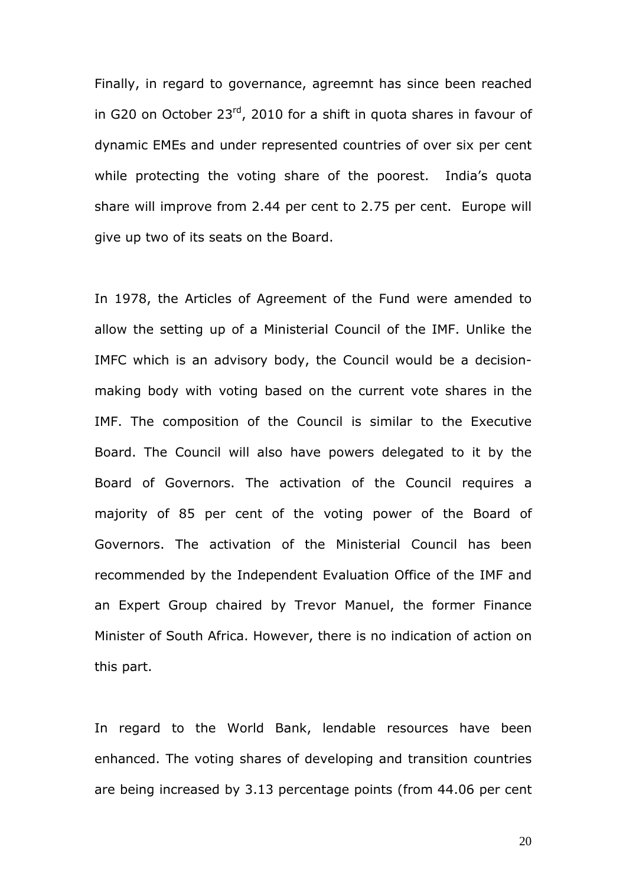Finally, in regard to governance, agreemnt has since been reached in G20 on October 23rd, 2010 for a shift in quota shares in favour of dynamic EMEs and under represented countries of over six per cent while protecting the voting share of the poorest. India's quota share will improve from 2.44 per cent to 2.75 per cent. Europe will give up two of its seats on the Board.

In 1978, the Articles of Agreement of the Fund were amended to allow the setting up of a Ministerial Council of the IMF. Unlike the IMFC which is an advisory body, the Council would be a decision-making body with voting based on the current vote shares in the IMF. The composition of the Council is similar to the Executive Board. The Council will also have powers delegated to it by the Board of Governors. The activation of the Council requires a majority of 85 per cent of the voting power of the Board of Governors. The activation of the Ministerial Council has been recommended by the Independent Evaluation Office of the IMF and an Expert Group chaired by Trevor Manuel, the former Finance Minister of South Africa. However, there is no indication of action on this part.

In regard to the World Bank, lendable resources have been enhanced. The voting shares of developing and transition countries are being increased by 3.13 percentage points (from 44.06 per cent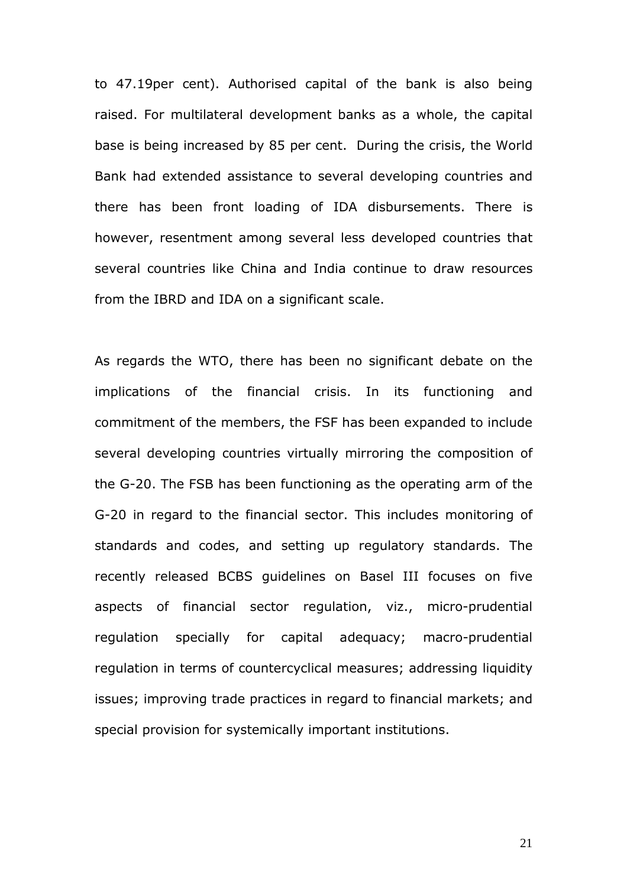to 47.19per cent). Authorised capital of the bank is also being raised. For multilateral development banks as a whole, the capital base is being increased by 85 per cent. During the crisis, the World Bank had extended assistance to several developing countries and there has been front loading of IDA disbursements. There is however, resentment among several less developed countries that several countries like China and India continue to draw resources from the IBRD and IDA on a significant scale.

As regards the WTO, there has been no significant debate on the implications of the financial crisis. In its functioning and commitment of the members, the FSF has been expanded to include several developing countries virtually mirroring the composition of the G-20. The FSB has been functioning as the operating arm of the G-20 in regard to the financial sector. This includes monitoring of standards and codes, and setting up regulatory standards. The recently released BCBS guidelines on Basel III focuses on five aspects of financial sector regulation, viz., micro-prudential regulation specially for capital adequacy; macro-prudential regulation in terms of countercyclical measures; addressing liquidity issues; improving trade practices in regard to financial markets; and special provision for systemically important institutions.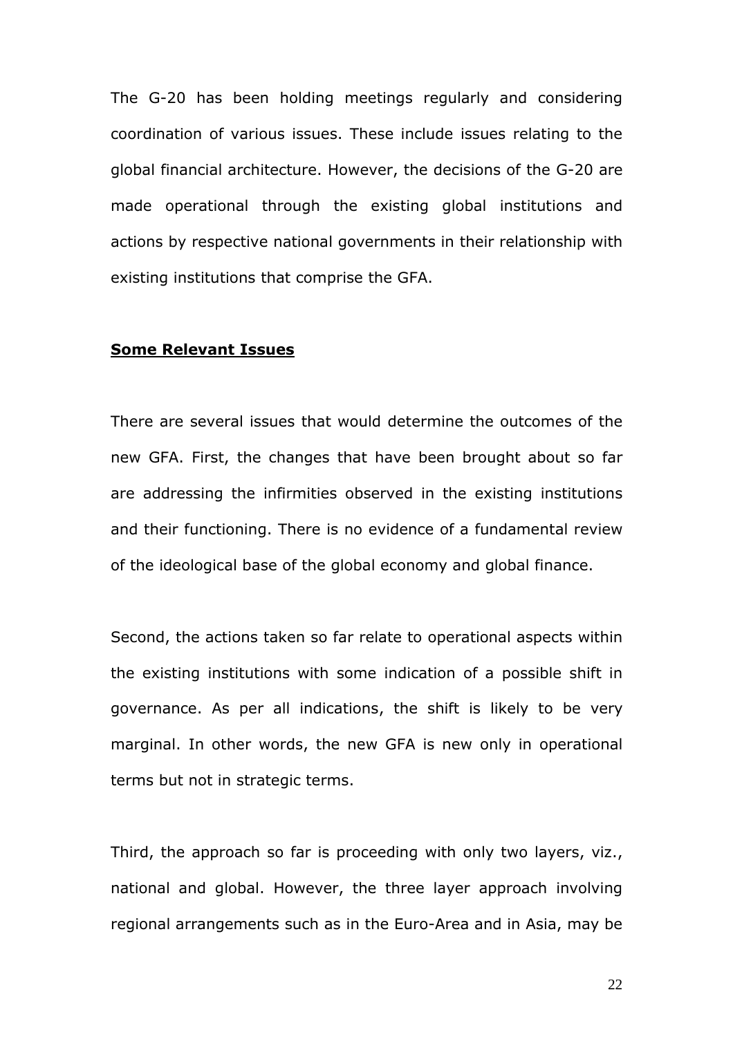The G-20 has been holding meetings regularly and considering coordination of various issues. These include issues relating to the global financial architecture. However, the decisions of the G-20 are made operational through the existing global institutions and actions by respective national governments in their relationship with existing institutions that comprise the GFA.

**<u>Some Relevant Issues</u>**

There are several issues that would determine the outcomes of the new GFA. First, the changes that have been brought about so far are addressing the infirmities observed in the existing institutions and their functioning. There is no evidence of a fundamental review of the ideological base of the global economy and global finance.

Second, the actions taken so far relate to operational aspects within the existing institutions with some indication of a possible shift in governance. As per all indications, the shift is likely to be very marginal. In other words, the new GFA is new only in operational terms but not in strategic terms.

Third, the approach so far is proceeding with only two layers, viz., national and global. However, the three layer approach involving regional arrangements such as in the Euro-Area and in Asia, may be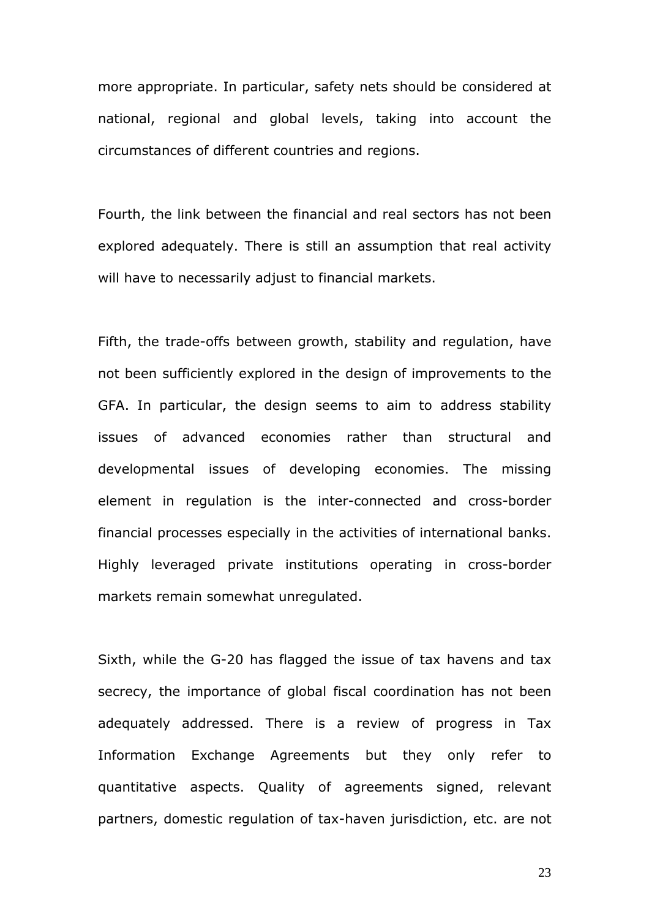more appropriate. In particular, safety nets should be considered at national, regional and global levels, taking into account the circumstances of different countries and regions.

Fourth, the link between the financial and real sectors has not been explored adequately. There is still an assumption that real activity will have to necessarily adjust to financial markets.

Fifth, the trade-offs between growth, stability and regulation, have not been sufficiently explored in the design of improvements to the GFA. In particular, the design seems to aim to address stability issues of advanced economies rather than structural and developmental issues of developing economies. The missing element in regulation is the inter-connected and cross-border financial processes especially in the activities of international banks. Highly leveraged private institutions operating in cross-border markets remain somewhat unregulated.

Sixth, while the G-20 has flagged the issue of tax havens and tax secrecy, the importance of global fiscal coordination has not been adequately addressed. There is a review of progress in Tax Information Exchange Agreements but they only refer to quantitative aspects. Quality of agreements signed, relevant partners, domestic regulation of tax-haven jurisdiction, etc. are not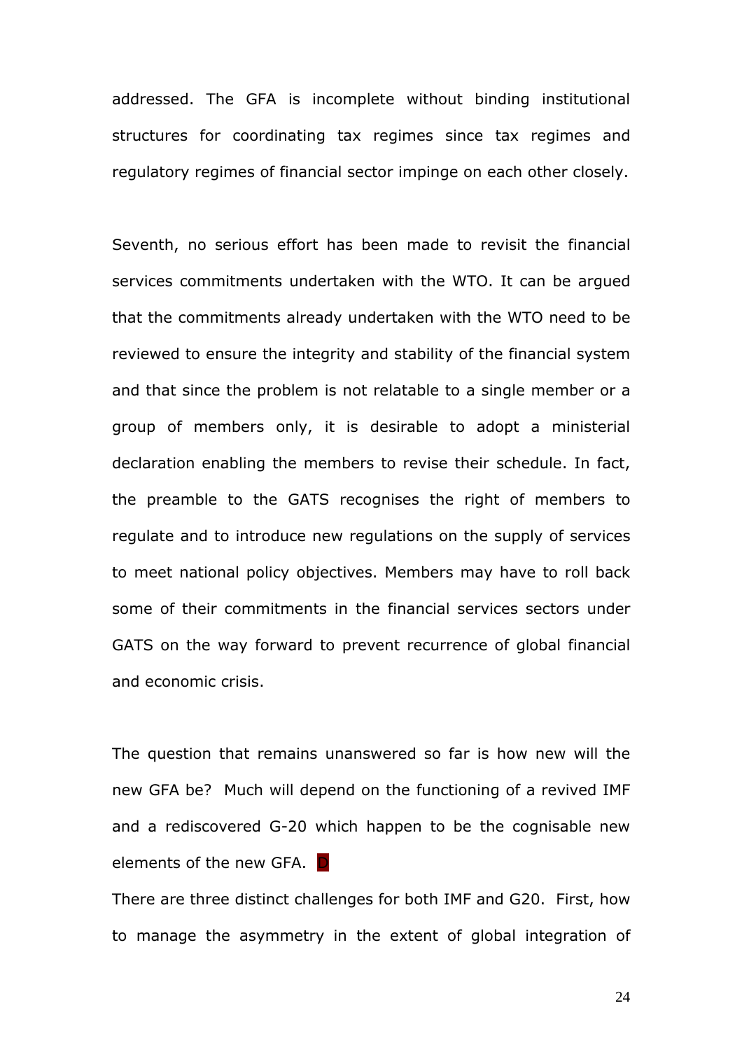addressed. The GFA is incomplete without binding institutional structures for coordinating tax regimes since tax regimes and regulatory regimes of financial sector impinge on each other closely.

Seventh, no serious effort has been made to revisit the financial services commitments undertaken with the WTO. It can be argued that the commitments already undertaken with the WTO need to be reviewed to ensure the integrity and stability of the financial system and that since the problem is not relatable to a single member or a group of members only, it is desirable to adopt a ministerial declaration enabling the members to revise their schedule. In fact, the preamble to the GATS recognises the right of members to regulate and to introduce new regulations on the supply of services to meet national policy objectives. Members may have to roll back some of their commitments in the financial services sectors under GATS on the way forward to prevent recurrence of global financial and economic crisis.

The question that remains unanswered so far is how new will the new GFA be? Much will depend on the functioning of a revived IMF and a rediscovered G-20 which happen to be the cognisable new elements of the new GFA.

There are three distinct challenges for both IMF and G20. First, how to manage the asymmetry in the extent of global integration of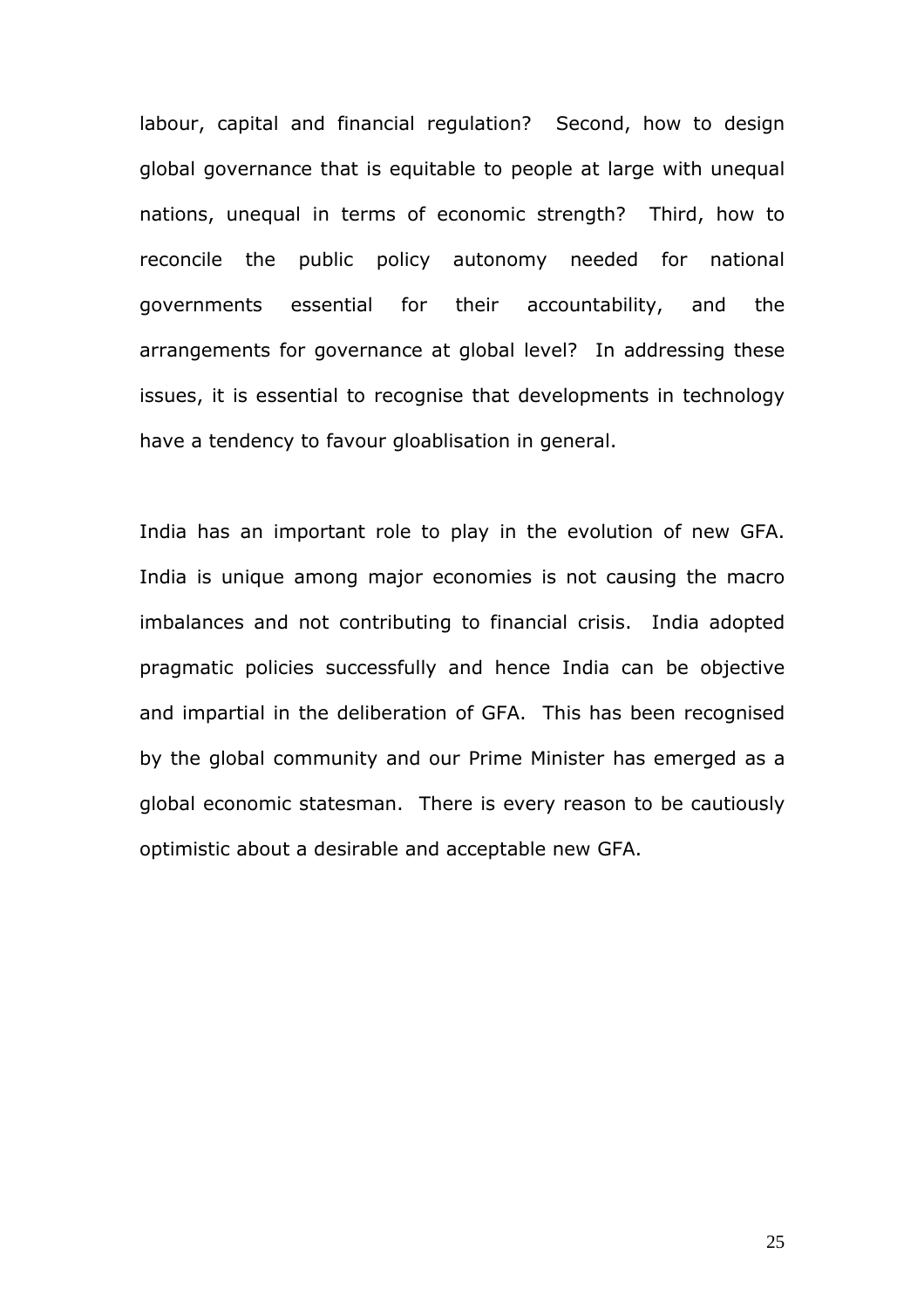labour, capital and financial regulation? Second, how to design global governance that is equitable to people at large with unequal nations, unequal in terms of economic strength? Third, how to reconcile the public policy autonomy needed for national governments essential for their accountability, and the arrangements for governance at global level? In addressing these issues, it is essential to recognise that developments in technology have a tendency to favour gloablisation in general.

India has an important role to play in the evolution of new GFA. India is unique among major economies is not causing the macro imbalances and not contributing to financial crisis. India adopted pragmatic policies successfully and hence India can be objective and impartial in the deliberation of GFA. This has been recognised by the global community and our Prime Minister has emerged as a global economic statesman. There is every reason to be cautiously optimistic about a desirable and acceptable new GFA.